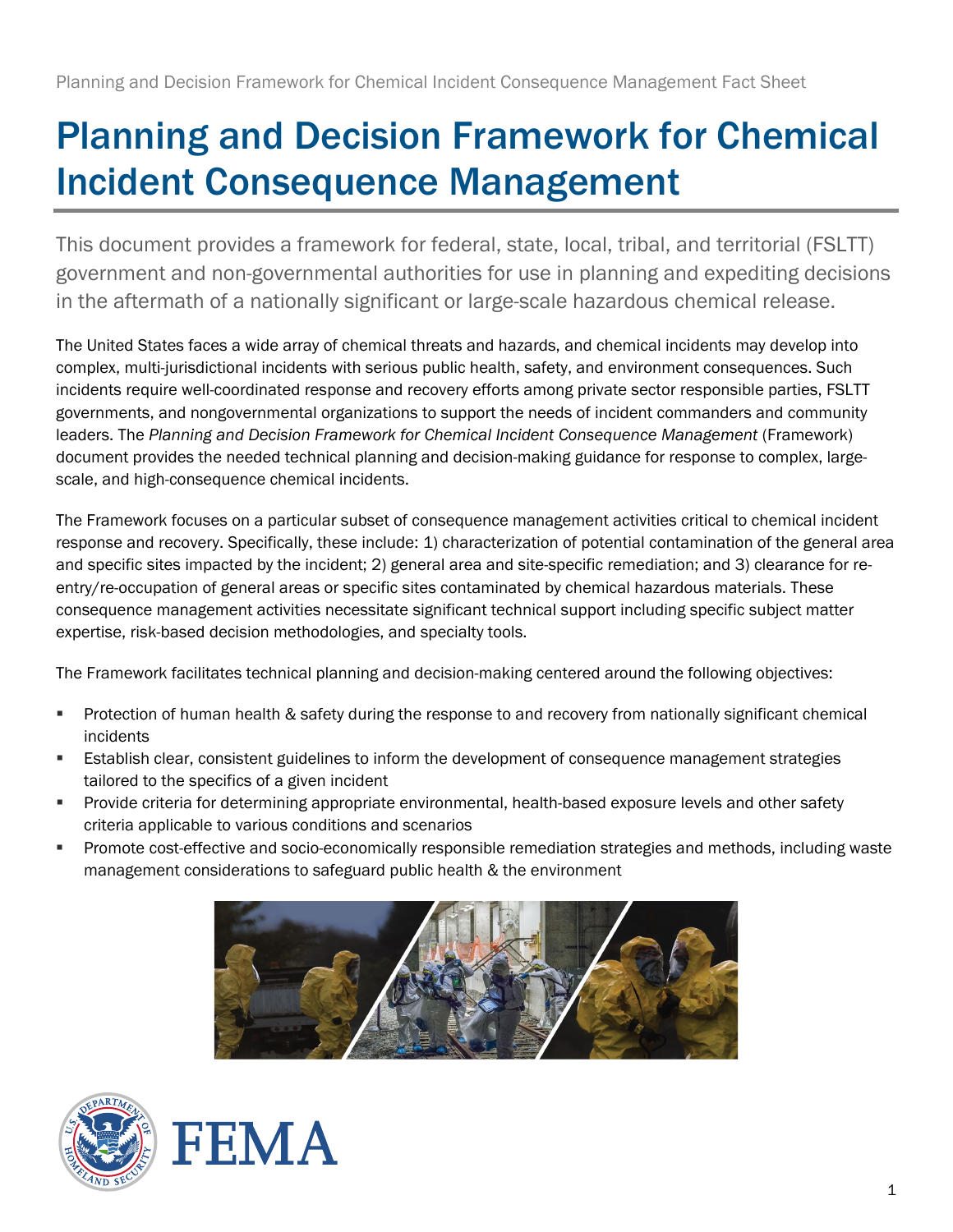# Planning and Decision Framework for Chemical Incident Consequence Management

This document provides a framework for federal, state, local, tribal, and territorial (FSLTT) government and non-governmental authorities for use in planning and expediting decisions in the aftermath of a nationally significant or large-scale hazardous chemical release.

The United States faces a wide array of chemical threats and hazards, and chemical incidents may develop into complex, multi-jurisdictional incidents with serious public health, safety, and environment consequences. Such incidents require well-coordinated response and recovery efforts among private sector responsible parties, FSLTT governments, and nongovernmental organizations to support the needs of incident commanders and community leaders. The *Planning and Decision Framework for Chemical Incident Consequence Management* (Framework) document provides the needed technical planning and decision-making guidance for response to complex, large-scale, and high-consequence chemical incidents.

The Framework focuses on a particular subset of consequence management activities critical to chemical incident response and recovery. Specifically, these include: 1) characterization of potential contamination of the general area and specific sites impacted by the incident; 2) general area and site-specific remediation; and 3) clearance for re-entry/re-occupation of general areas or specific sites contaminated by chemical hazardous materials. These consequence management activities necessitate significant technical support including specific subject matter expertise, risk-based decision methodologies, and specialty tools.

The Framework facilitates technical planning and decision-making centered around the following objectives:

- Protection of human health & safety during the response to and recovery from nationally significant chemical incidents
- Establish clear, consistent guidelines to inform the development of consequence management strategies tailored to the specifics of a given incident
- Provide criteria for determining appropriate environmental, health-based exposure levels and other safety criteria applicable to various conditions and scenarios
- Promote cost-effective and socio-economically responsible remediation strategies and methods, including waste management considerations to safeguard public health & the environment

FEMA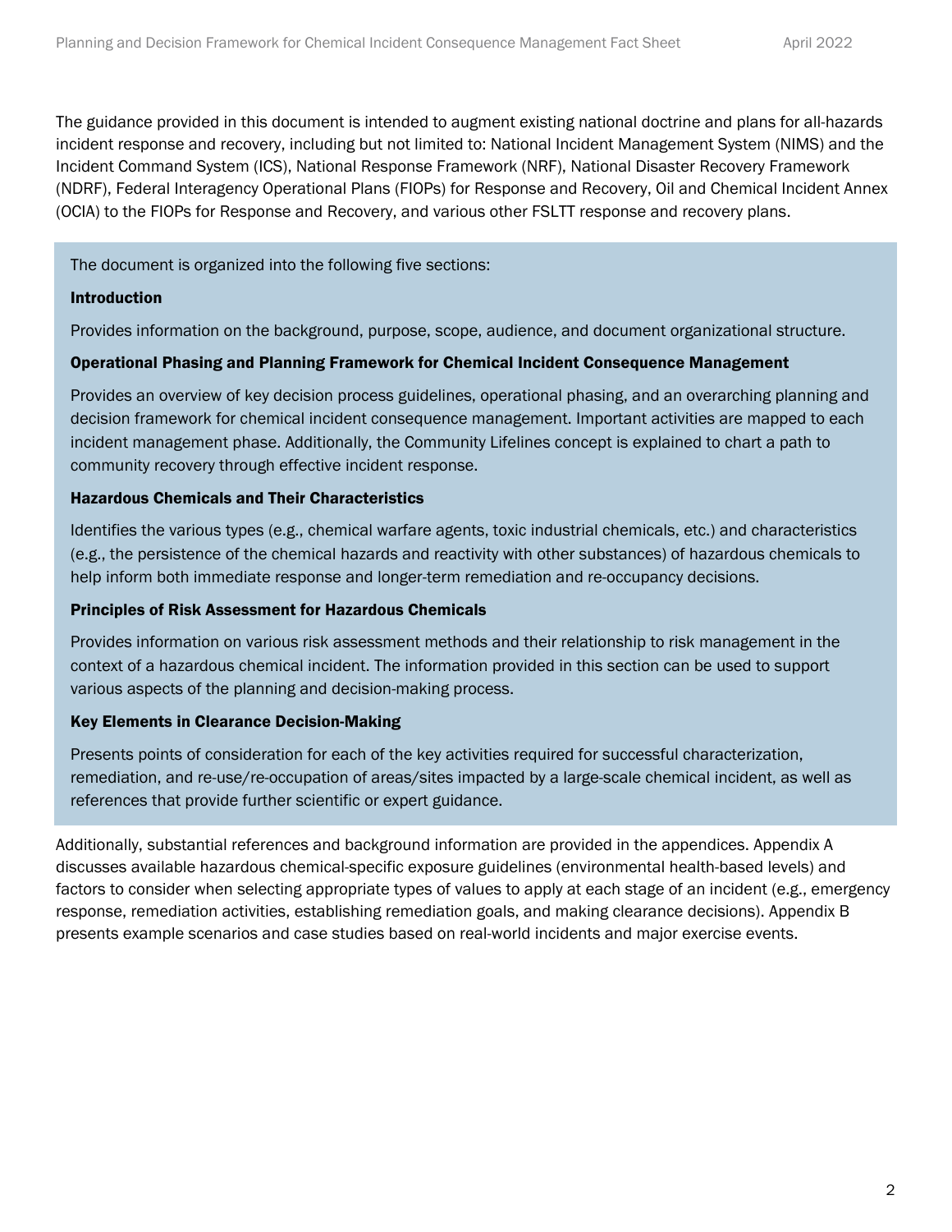The guidance provided in this document is intended to augment existing national doctrine and plans for all-hazards incident response and recovery, including but not limited to: National Incident Management System (NIMS) and the Incident Command System (ICS), National Response Framework (NRF), National Disaster Recovery Framework (NDRF), Federal Interagency Operational Plans (FIOPs) for Response and Recovery, Oil and Chemical Incident Annex (OCIA) to the FIOPs for Response and Recovery, and various other FSLTT response and recovery plans.

The document is organized into the following five sections:

**Introduction**

Provides information on the background, purpose, scope, audience, and document organizational structure.

**Operational Phasing and Planning Framework for Chemical Incident Consequence Management**

Provides an overview of key decision process guidelines, operational phasing, and an overarching planning and decision framework for chemical incident consequence management. Important activities are mapped to each incident management phase. Additionally, the Community Lifelines concept is explained to chart a path to community recovery through effective incident response.

**Hazardous Chemicals and Their Characteristics**

Identifies the various types (e.g., chemical warfare agents, toxic industrial chemicals, etc.) and characteristics (e.g., the persistence of the chemical hazards and reactivity with other substances) of hazardous chemicals to help inform both immediate response and longer-term remediation and re-occupancy decisions.

**Principles of Risk Assessment for Hazardous Chemicals**

Provides information on various risk assessment methods and their relationship to risk management in the context of a hazardous chemical incident. The information provided in this section can be used to support various aspects of the planning and decision-making process.

**Key Elements in Clearance Decision-Making**

Presents points of consideration for each of the key activities required for successful characterization, remediation, and re-use/re-occupation of areas/sites impacted by a large-scale chemical incident, as well as references that provide further scientific or expert guidance.

Additionally, substantial references and background information are provided in the appendices. Appendix A discusses available hazardous chemical-specific exposure guidelines (environmental health-based levels) and factors to consider when selecting appropriate types of values to apply at each stage of an incident (e.g., emergency response, remediation activities, establishing remediation goals, and making clearance decisions). Appendix B presents example scenarios and case studies based on real-world incidents and major exercise events.